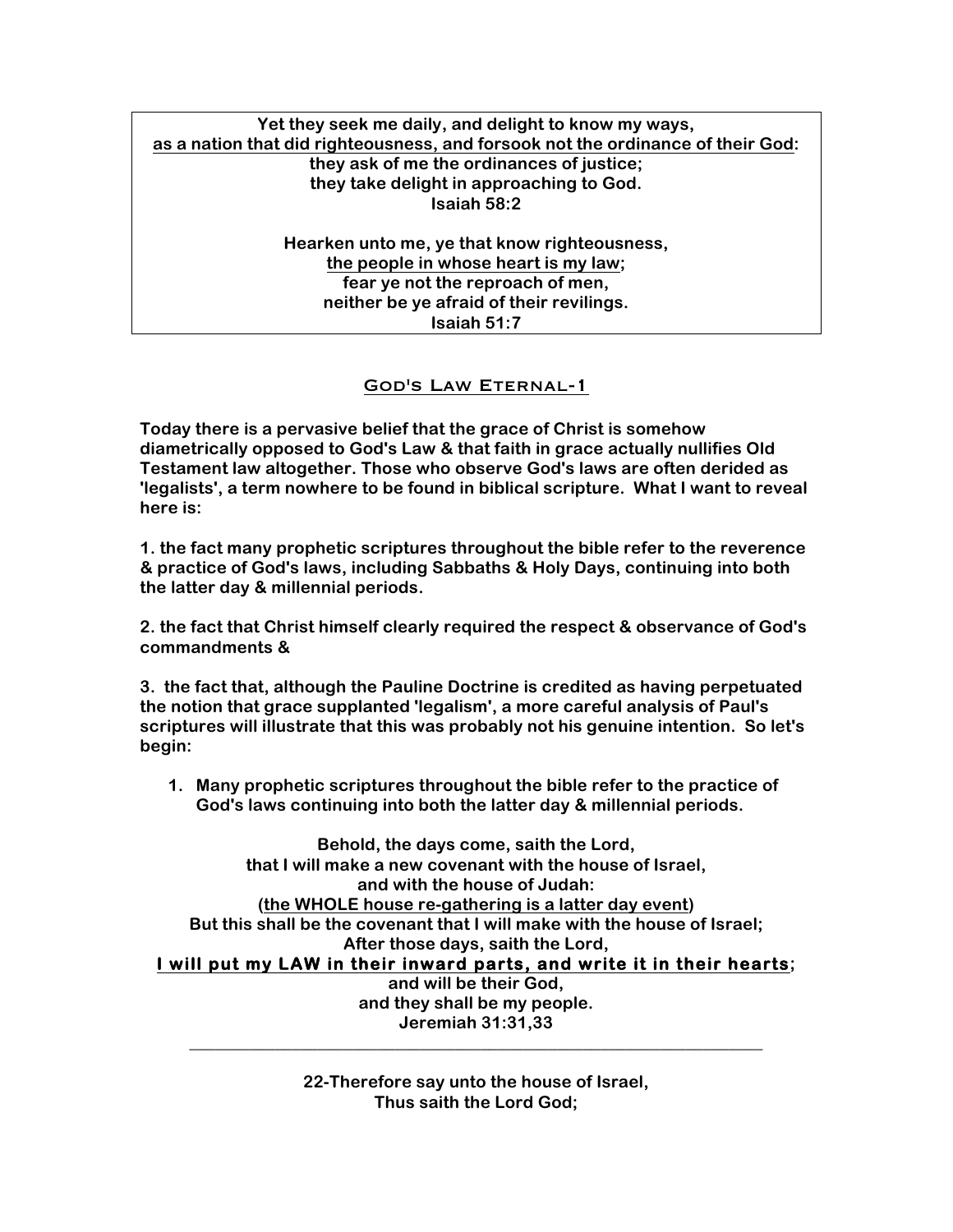Yet they seek me daily, and delight to know my ways,
<u>as a nation that did righteousness, and forsook not the ordinance of their God</u>:
they ask of me the ordinances of justice;
they take delight in approaching to God.
Isaiah 58:2

Hearken unto me, ye that know righteousness,
<u>the people in whose heart is my law</u>;
fear ye not the reproach of men,
neither be ye afraid of their revilings.
Isaiah 51:7

# God's Law Eternal-1

**Today there is a pervasive belief that the grace of Christ is somehow diametrically opposed to God's Law & that faith in grace actually nullifies Old Testament law altogether. Those who observe God's laws are often derided as 'legalists', a term nowhere to be found in biblical scripture. What I want to reveal here is:**

**1. the fact many prophetic scriptures throughout the bible refer to the reverence & practice of God's laws, including Sabbaths & Holy Days, continuing into both the latter day & millennial periods.**

**2. the fact that Christ himself clearly required the respect & observance of God's commandments &**

**3. the fact that, although the Pauline Doctrine is credited as having perpetuated the notion that grace supplanted 'legalism', a more careful analysis of Paul's scriptures will illustrate that this was probably not his genuine intention. So let's begin:**

1. **Many prophetic scriptures throughout the bible refer to the practice of God's laws continuing into both the latter day & millennial periods.**

Behold, the days come, saith the Lord,
that I will make a new covenant with the house of Israel,
and with the house of Judah:
(<u>the WHOLE house re-gathering is a latter day event</u>)
But this shall be the covenant that I will make with the house of Israel;
After those days, saith the Lord,
**<u>I will put my LAW in their inward parts, and write it in their hearts</u>**;
and will be their God,
and they shall be my people.
Jeremiah 31:31,33

---

22-Therefore say unto the house of Israel,
Thus saith the Lord God;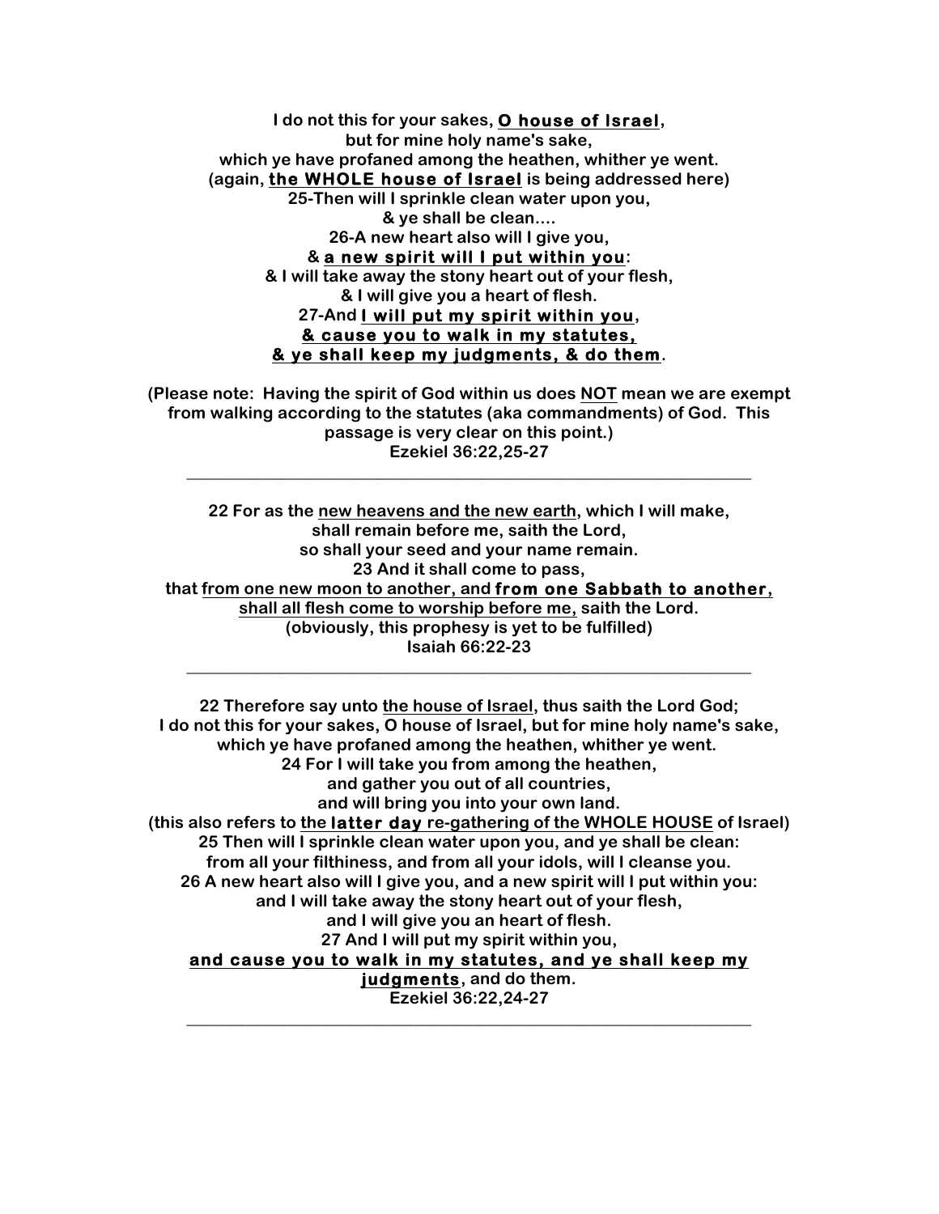**I do not this for your sakes, <u>O house of Israel</u>,**
**but for mine holy name's sake,**
**which ye have profaned among the heathen, whither ye went.**
**(again, <u>the WHOLE house of Israel</u> is being addressed here)**
**25-Then will I sprinkle clean water upon you,**
**& ye shall be clean....**
**26-A new heart also will I give you,**
**& <u>a new spirit will I put within you</u>:**
**& I will take away the stony heart out of your flesh,**
**& I will give you a heart of flesh.**
**27-And <u>I will put my spirit within you</u>,**
**<u>& cause you to walk in my statutes,</u>**
**<u>& ye shall keep my judgments, & do them</u>.**

**(Please note: Having the spirit of God within us does <u>NOT</u> mean we are exempt from walking according to the statutes (aka commandments) of God. This passage is very clear on this point.)**
**Ezekiel 36:22,25-27**

---

**22 For as the <u>new heavens and the new earth</u>, which I will make,**
**shall remain before me, saith the Lord,**
**so shall your seed and your name remain.**
**23 And it shall come to pass,**
**that <u>from one new moon to another, and from one Sabbath to another,</u>**
**<u>shall all flesh come to worship before me,</u> saith the Lord.**
**(obviously, this prophesy is yet to be fulfilled)**
**Isaiah 66:22-23**

---

**22 Therefore say unto <u>the house of Israel</u>, thus saith the Lord God;**
**I do not this for your sakes, O house of Israel, but for mine holy name's sake,**
**which ye have profaned among the heathen, whither ye went.**
**24 For I will take you from among the heathen,**
**and gather you out of all countries,**
**and will bring you into your own land.**
**(this also refers to <u>the latter day re-gathering of the WHOLE HOUSE</u> of Israel)**
**25 Then will I sprinkle clean water upon you, and ye shall be clean:**
**from all your filthiness, and from all your idols, will I cleanse you.**
**26 A new heart also will I give you, and a new spirit will I put within you:**
**and I will take away the stony heart out of your flesh,**
**and I will give you an heart of flesh.**
**27 And I will put my spirit within you,**
**<u>and cause you to walk in my statutes, and ye shall keep my judgments</u>, and do them.**
**Ezekiel 36:22,24-27**

---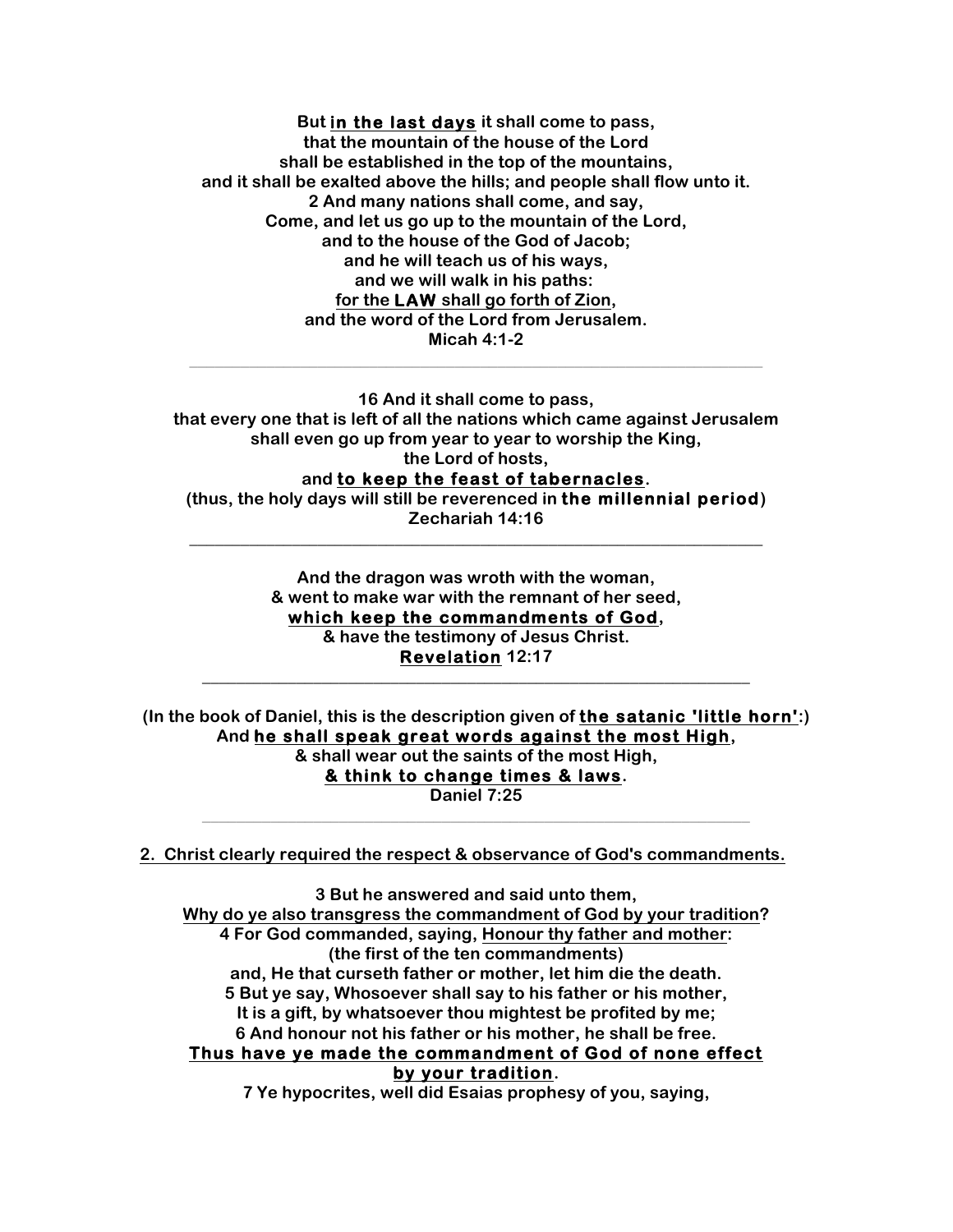**But <u>in the last days</u> it shall come to pass,**
**that the mountain of the house of the Lord**
**shall be established in the top of the mountains,**
**and it shall be exalted above the hills; and people shall flow unto it.**
**2 And many nations shall come, and say,**
**Come, and let us go up to the mountain of the Lord,**
**and to the house of the God of Jacob;**
**and he will teach us of his ways,**
**and we will walk in his paths:**
**<u>for the LAW shall go forth of Zion</u>,**
**and the word of the Lord from Jerusalem.**
**Micah 4:1-2**

---

**16 And it shall come to pass,**
**that every one that is left of all the nations which came against Jerusalem**
**shall even go up from year to year to worship the King,**
**the Lord of hosts,**
**and <u>to keep the feast of tabernacles</u>.**
**(thus, the holy days will still be reverenced in the millennial period)**
**Zechariah 14:16**

---

**And the dragon was wroth with the woman,**
**& went to make war with the remnant of her seed,**
**<u>which keep the commandments of God</u>,**
**& have the testimony of Jesus Christ.**
**<u>Revelation</u> 12:17**

---

**(In the book of Daniel, this is the description given of <u>the satanic 'little horn'</u>:)**
**And <u>he shall speak great words against the most High</u>,**
**& shall wear out the saints of the most High,**
**<u>& think to change times & laws</u>.**
**Daniel 7:25**

---

**<u>2. Christ clearly required the respect & observance of God's commandments.</u>**

**3 But he answered and said unto them,**
**<u>Why do ye also transgress the commandment of God by your tradition</u>?**
**4 For God commanded, saying, <u>Honour thy father and mother</u>:**
**(the first of the ten commandments)**
**and, He that curseth father or mother, let him die the death.**
**5 But ye say, Whosoever shall say to his father or his mother,**
**It is a gift, by whatsoever thou mightest be profited by me;**
**6 And honour not his father or his mother, he shall be free.**
**<u>Thus have ye made the commandment of God of none effect by your tradition</u>.**
**7 Ye hypocrites, well did Esaias prophesy of you, saying,**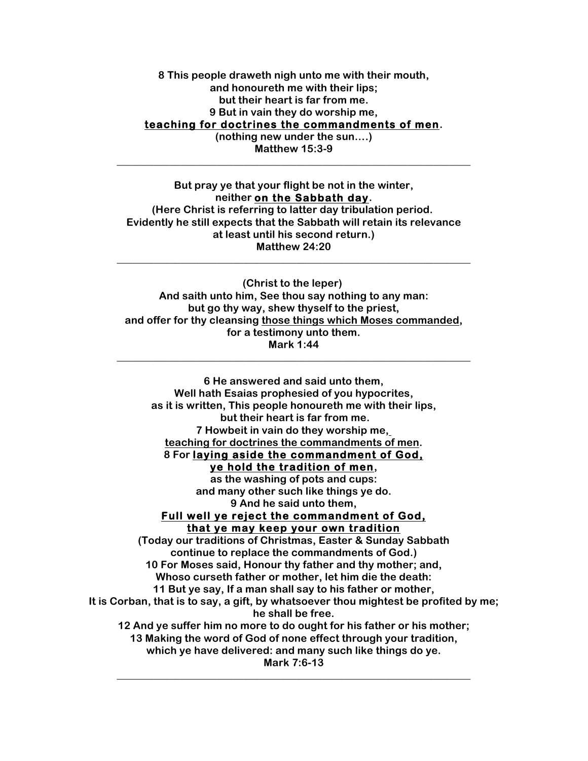**8 This people draweth nigh unto me with their mouth,**
**and honoureth me with their lips;**
**but their heart is far from me.**
**9 But in vain they do worship me,**
**<u>teaching for doctrines the commandments of men</u>.**
**(nothing new under the sun….)**
**Matthew 15:3-9**

---

**But pray ye that your flight be not in the winter,**
**neither <u>on the Sabbath day</u>.**
**(Here Christ is referring to latter day tribulation period.**
**Evidently he still expects that the Sabbath will retain its relevance**
**at least until his second return.)**
**Matthew 24:20**

---

**(Christ to the leper)**
**And saith unto him, See thou say nothing to any man:**
**but go thy way, shew thyself to the priest,**
**and offer for thy cleansing <u>those things which Moses commanded</u>,**
**for a testimony unto them.**
**Mark 1:44**

---

**6 He answered and said unto them,**
**Well hath Esaias prophesied of you hypocrites,**
**as it is written, This people honoureth me with their lips,**
**but their heart is far from me.**
**7 Howbeit in vain do they worship me,**
**<u>teaching for doctrines the commandments of men</u>.**
**8 For <u>laying aside the commandment of God,</u>**
**<u>ye hold the tradition of men</u>,**
**as the washing of pots and cups:**
**and many other such like things ye do.**
**9 And he said unto them,**
**<u>Full well ye reject the commandment of God,</u>**
**<u>that ye may keep your own tradition</u>**
**(Today our traditions of Christmas, Easter & Sunday Sabbath**
**continue to replace the commandments of God.)**
**10 For Moses said, Honour thy father and thy mother; and,**
**Whoso curseth father or mother, let him die the death:**
**11 But ye say, If a man shall say to his father or mother,**
**It is Corban, that is to say, a gift, by whatsoever thou mightest be profited by me;**
**he shall be free.**
**12 And ye suffer him no more to do ought for his father or his mother;**
**13 Making the word of God of none effect through your tradition,**
**which ye have delivered: and many such like things do ye.**
**Mark 7:6-13**

---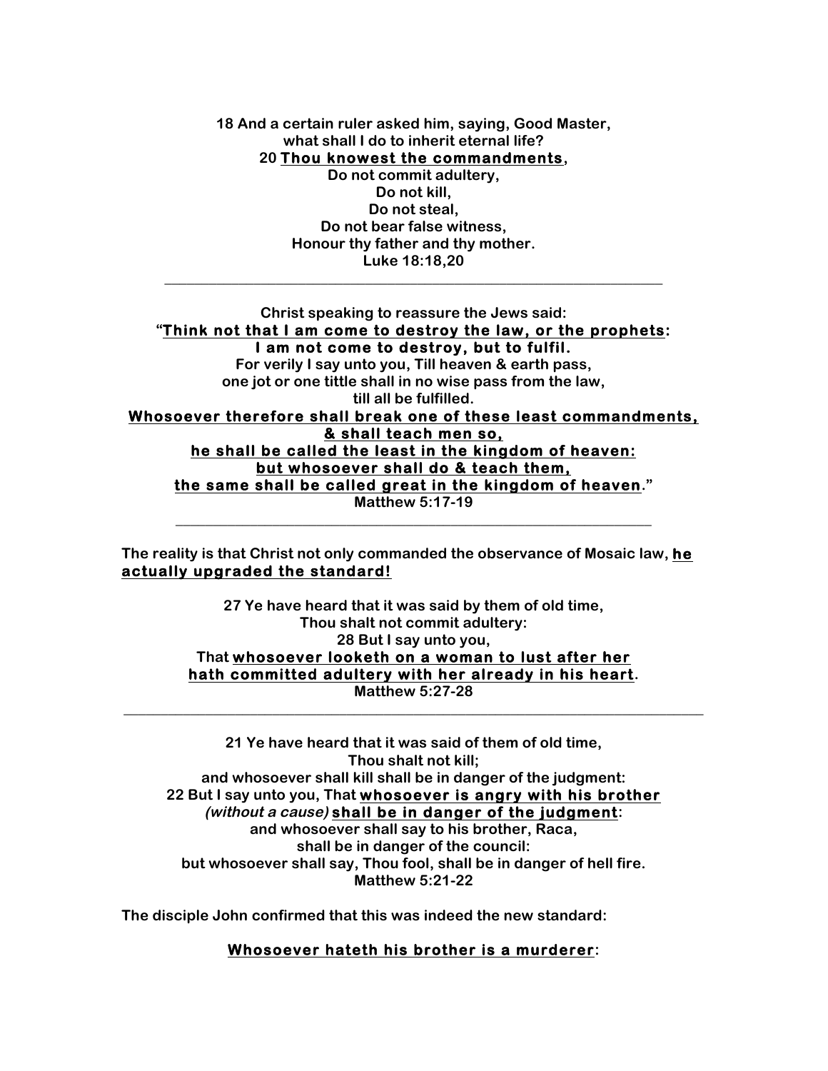**18 And a certain ruler asked him, saying, Good Master,**
**what shall I do to inherit eternal life?**
**20 <u>Thou knowest the commandments</u>,**
**Do not commit adultery,**
**Do not kill,**
**Do not steal,**
**Do not bear false witness,**
**Honour thy father and thy mother.**
**Luke 18:18,20**

---

**Christ speaking to reassure the Jews said:**
**"<u>Think not that I am come to destroy the law, or the prophets</u>:**
**<u>I am not come to destroy, but to fulfil.</u>**
**For verily I say unto you, Till heaven & earth pass,**
**one jot or one tittle shall in no wise pass from the law,**
**till all be fulfilled.**
**<u>Whosoever therefore shall break one of these least commandments,</u>**
**<u>& shall teach men so,</u>**
**<u>he shall be called the least in the kingdom of heaven:</u>**
**<u>but whosoever shall do & teach them,</u>**
**<u>the same shall be called great in the kingdom of heaven</u>."**
**Matthew 5:17-19**

---

**The reality is that Christ not only commanded the observance of Mosaic law, <u>he actually upgraded the standard!</u>**

**27 Ye have heard that it was said by them of old time,**
**Thou shalt not commit adultery:**
**28 But I say unto you,**
**That <u>whosoever looketh on a woman to lust after her</u>**
**<u>hath committed adultery with her already in his heart</u>.**
**Matthew 5:27-28**

---

**21 Ye have heard that it was said of them of old time,**
**Thou shalt not kill;**
**and whosoever shall kill shall be in danger of the judgment:**
**22 But I say unto you, That <u>whosoever is angry with his brother</u>**
***(without a cause)* <u>shall be in danger of the judgment</u>:**
**and whosoever shall say to his brother, Raca,**
**shall be in danger of the council:**
**but whosoever shall say, Thou fool, shall be in danger of hell fire.**
**Matthew 5:21-22**

**The disciple John confirmed that this was indeed the new standard:**

**<u>Whosoever hateth his brother is a murderer</u>:**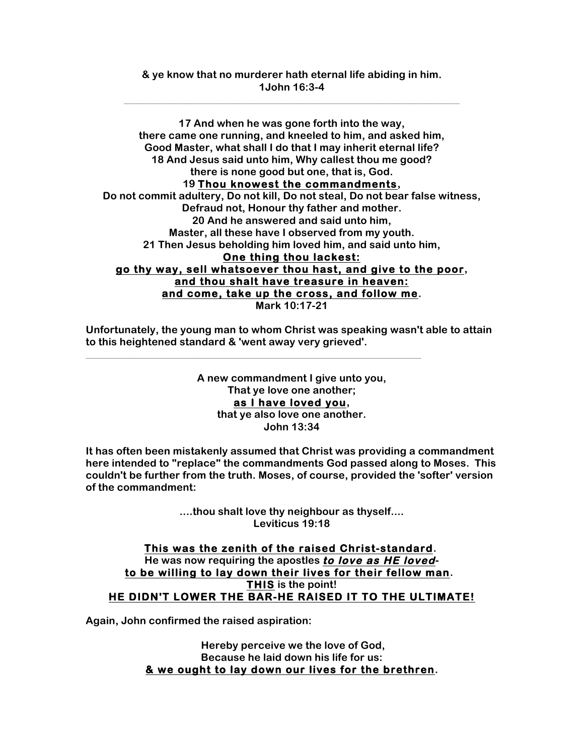**& ye know that no murderer hath eternal life abiding in him.**
**1John 16:3-4**

---

**17 And when he was gone forth into the way,**
**there came one running, and kneeled to him, and asked him,**
**Good Master, what shall I do that I may inherit eternal life?**
**18 And Jesus said unto him, Why callest thou me good?**
**there is none good but one, that is, God.**
**19 <u>Thou knowest the commandments</u>,**
**Do not commit adultery, Do not kill, Do not steal, Do not bear false witness,**
**Defraud not, Honour thy father and mother.**
**20 And he answered and said unto him,**
**Master, all these have I observed from my youth.**
**21 Then Jesus beholding him loved him, and said unto him,**
**<u>One thing thou lackest:</u>**
**<u>go thy way, sell whatsoever thou hast, and give to the poor</u>,**
**<u>and thou shalt have treasure in heaven:</u>**
**<u>and come, take up the cross, and follow me</u>.**
**Mark 10:17-21**

**Unfortunately, the young man to whom Christ was speaking wasn't able to attain to this heightened standard & 'went away very grieved'.**

---

**A new commandment I give unto you,**
**That ye love one another;**
**<u>as I have loved you</u>,**
**that ye also love one another.**
**John 13:34**

**It has often been mistakenly assumed that Christ was providing a commandment here intended to "replace" the commandments God passed along to Moses. This couldn't be further from the truth. Moses, of course, provided the 'softer' version of the commandment:**

**....thou shalt love thy neighbour as thyself....**
**Leviticus 19:18**

**<u>This was the zenith of the raised Christ-standard</u>.**
**He was now requiring the apostles <u>*to love as HE loved*</u>-**
**<u>to be willing to lay down their lives for their fellow man</u>.**
**<u>THIS</u> is the point!**
**<u>HE DIDN'T LOWER THE BAR-HE RAISED IT TO THE ULTIMATE!</u>**

**Again, John confirmed the raised aspiration:**

**Hereby perceive we the love of God,**
**Because he laid down his life for us:**
**<u>& we ought to lay down our lives for the brethren</u>.**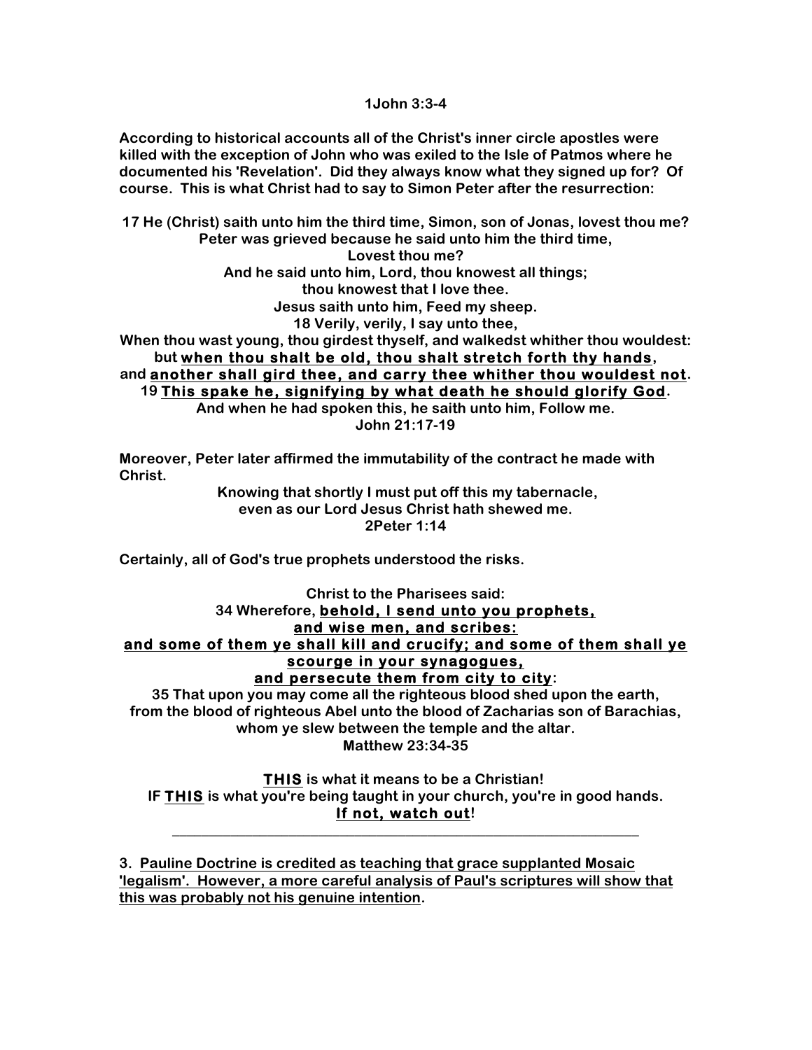**1John 3:3-4**

**According to historical accounts all of the Christ's inner circle apostles were killed with the exception of John who was exiled to the Isle of Patmos where he documented his 'Revelation'. Did they always know what they signed up for? Of course. This is what Christ had to say to Simon Peter after the resurrection:**

**17 He (Christ) saith unto him the third time, Simon, son of Jonas, lovest thou me?**
**Peter was grieved because he said unto him the third time,**
**Lovest thou me?**
**And he said unto him, Lord, thou knowest all things;**
**thou knowest that I love thee.**
**Jesus saith unto him, Feed my sheep.**
**18 Verily, verily, I say unto thee,**
**When thou wast young, thou girdest thyself, and walkedst whither thou wouldest:**
**but <u>when thou shalt be old, thou shalt stretch forth thy hands</u>,**
**and <u>another shall gird thee, and carry thee whither thou wouldest not</u>.**
**19 <u>This spake he, signifying by what death he should glorify God</u>.**
**And when he had spoken this, he saith unto him, Follow me.**
**John 21:17-19**

**Moreover, Peter later affirmed the immutability of the contract he made with Christ.**

**Knowing that shortly I must put off this my tabernacle,**
**even as our Lord Jesus Christ hath shewed me.**
**2Peter 1:14**

**Certainly, all of God's true prophets understood the risks.**

**Christ to the Pharisees said:**
**34 Wherefore, <u>behold, I send unto you prophets,</u>**
**<u>and wise men, and scribes:</u>**
**<u>and some of them ye shall kill and crucify; and some of them shall ye scourge in your synagogues,</u>**
**<u>and persecute them from city to city</u>:**
**35 That upon you may come all the righteous blood shed upon the earth,**
**from the blood of righteous Abel unto the blood of Zacharias son of Barachias,**
**whom ye slew between the temple and the altar.**
**Matthew 23:34-35**

**<u>THIS</u> is what it means to be a Christian!**
**IF <u>THIS</u> is what you're being taught in your church, you're in good hands.**
**<u>If not, watch out</u>!**

---

**3. <u>Pauline Doctrine is credited as teaching that grace supplanted Mosaic 'legalism'. However, a more careful analysis of Paul's scriptures will show that this was probably not his genuine intention</u>.**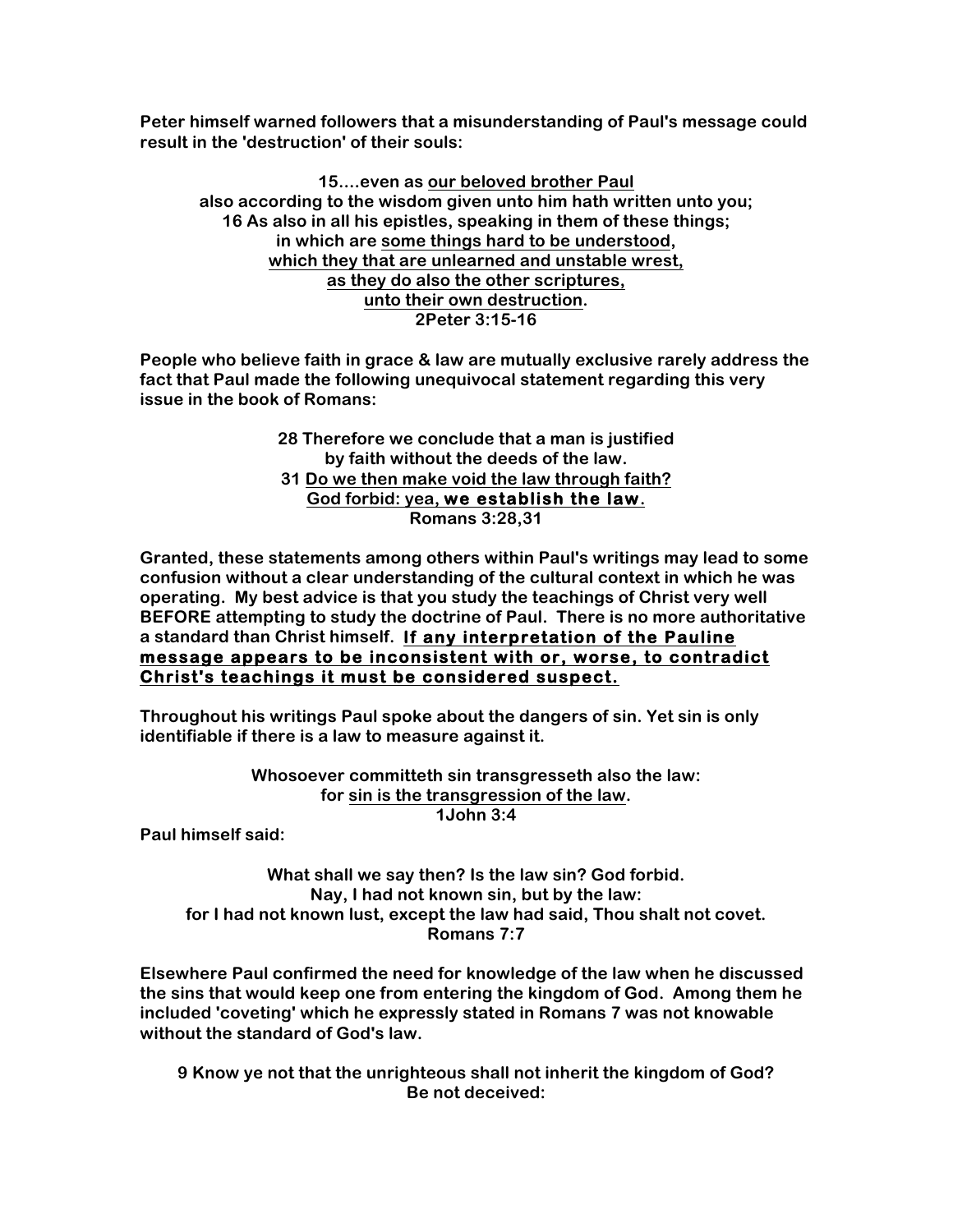**Peter himself warned followers that a misunderstanding of Paul's message could result in the 'destruction' of their souls:**

> **15....even as <u>our beloved brother Paul</u>**
> **also according to the wisdom given unto him hath written unto you;**
> **16 As also in all his epistles, speaking in them of these things;**
> **in which are <u>some things hard to be understood</u>,**
> **<u>which they that are unlearned and unstable wrest,</u>**
> **<u>as they do also the other scriptures,</u>**
> **<u>unto their own destruction</u>.**
> **2Peter 3:15-16**

**People who believe faith in grace & law are mutually exclusive rarely address the fact that Paul made the following unequivocal statement regarding this very issue in the book of Romans:**

> **28 Therefore we conclude that a man is justified**
> **by faith without the deeds of the law.**
> **31 <u>Do we then make void the law through faith?</u>**
> **<u>God forbid: yea, we establish the law</u>.**
> **Romans 3:28,31**

**Granted, these statements among others within Paul's writings may lead to some confusion without a clear understanding of the cultural context in which he was operating. My best advice is that you study the teachings of Christ very well BEFORE attempting to study the doctrine of Paul. There is no more authoritative a standard than Christ himself. <u>If any interpretation of the Pauline message appears to be inconsistent with or, worse, to contradict Christ's teachings it must be considered suspect.</u>**

**Throughout his writings Paul spoke about the dangers of sin. Yet sin is only identifiable if there is a law to measure against it.**

> **Whosoever committeth sin transgresseth also the law:**
> **for <u>sin is the transgression of the law</u>.**
> **1John 3:4**

**Paul himself said:**

> **What shall we say then? Is the law sin? God forbid.**
> **Nay, I had not known sin, but by the law:**
> **for I had not known lust, except the law had said, Thou shalt not covet.**
> **Romans 7:7**

**Elsewhere Paul confirmed the need for knowledge of the law when he discussed the sins that would keep one from entering the kingdom of God. Among them he included 'coveting' which he expressly stated in Romans 7 was not knowable without the standard of God's law.**

> **9 Know ye not that the unrighteous shall not inherit the kingdom of God?**
> **Be not deceived:**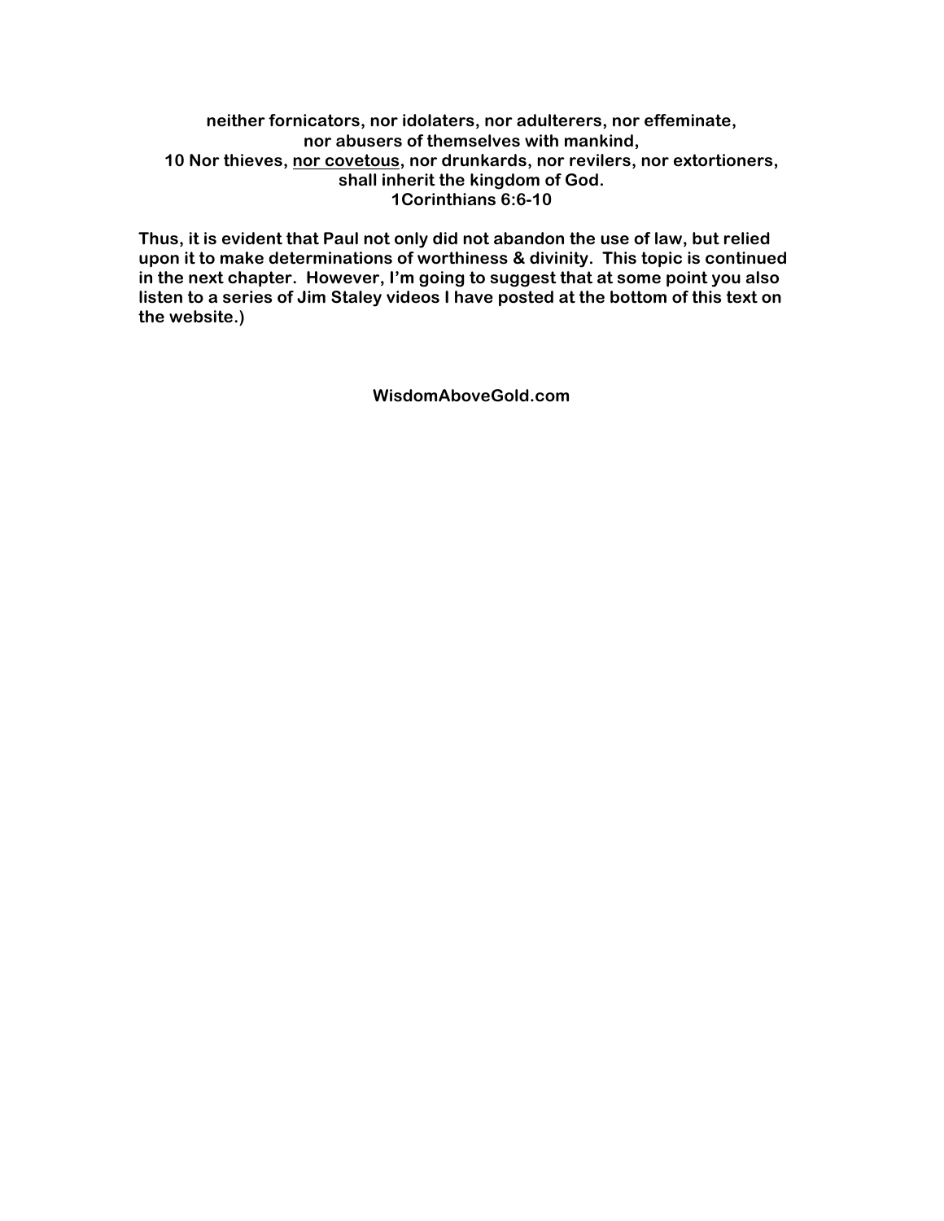**neither fornicators, nor idolaters, nor adulterers, nor effeminate,**
**nor abusers of themselves with mankind,**
**10 Nor thieves, <u>nor covetous</u>, nor drunkards, nor revilers, nor extortioners,**
**shall inherit the kingdom of God.**
**1Corinthians 6:6-10**

**Thus, it is evident that Paul not only did not abandon the use of law, but relied upon it to make determinations of worthiness & divinity. This topic is continued in the next chapter. However, I'm going to suggest that at some point you also listen to a series of Jim Staley videos I have posted at the bottom of this text on the website.)**

**WisdomAboveGold.com**